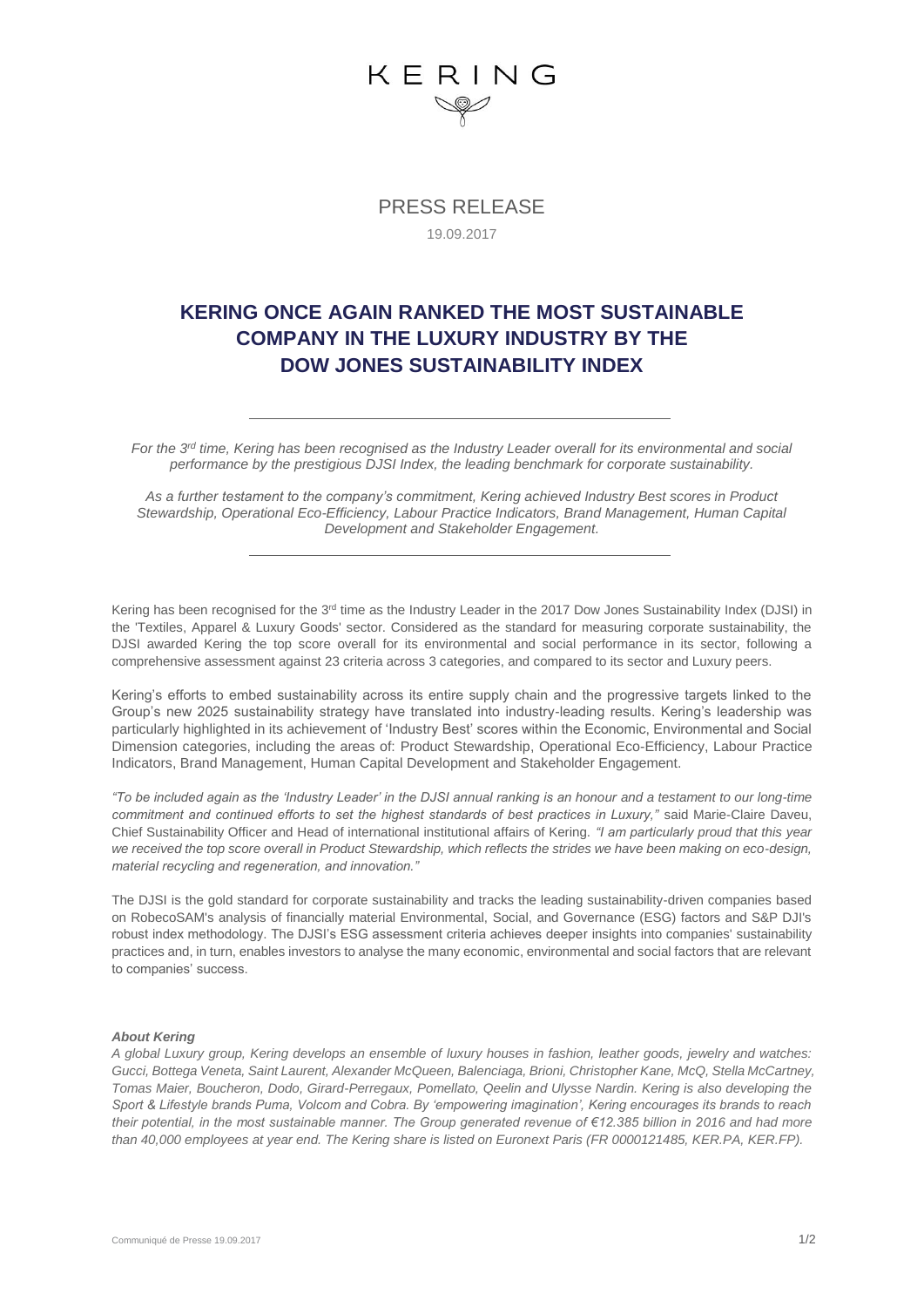KERING

PRESS RELEASE

19.09.2017

# KERING ONCE AGAIN RANKED THE MOST SUSTAINABLE COMPANY IN THE LUXURY INDUSTRY BY THE DOW JONES SUSTAINABILITY INDEX

---

*For the 3rd time, Kering has been recognised as the Industry Leader overall for its environmental and social performance by the prestigious DJSI Index, the leading benchmark for corporate sustainability.*

*As a further testament to the company's commitment, Kering achieved Industry Best scores in Product Stewardship, Operational Eco-Efficiency, Labour Practice Indicators, Brand Management, Human Capital Development and Stakeholder Engagement.*

---

Kering has been recognised for the 3rd time as the Industry Leader in the 2017 Dow Jones Sustainability Index (DJSI) in the 'Textiles, Apparel & Luxury Goods' sector. Considered as the standard for measuring corporate sustainability, the DJSI awarded Kering the top score overall for its environmental and social performance in its sector, following a comprehensive assessment against 23 criteria across 3 categories, and compared to its sector and Luxury peers.

Kering's efforts to embed sustainability across its entire supply chain and the progressive targets linked to the Group's new 2025 sustainability strategy have translated into industry-leading results. Kering's leadership was particularly highlighted in its achievement of 'Industry Best' scores within the Economic, Environmental and Social Dimension categories, including the areas of: Product Stewardship, Operational Eco-Efficiency, Labour Practice Indicators, Brand Management, Human Capital Development and Stakeholder Engagement.

*"To be included again as the 'Industry Leader' in the DJSI annual ranking is an honour and a testament to our long-time commitment and continued efforts to set the highest standards of best practices in Luxury,"* said Marie-Claire Daveu, Chief Sustainability Officer and Head of international institutional affairs of Kering. *"I am particularly proud that this year we received the top score overall in Product Stewardship, which reflects the strides we have been making on eco-design, material recycling and regeneration, and innovation."*

The DJSI is the gold standard for corporate sustainability and tracks the leading sustainability-driven companies based on RobecoSAM's analysis of financially material Environmental, Social, and Governance (ESG) factors and S&P DJI's robust index methodology. The DJSI's ESG assessment criteria achieves deeper insights into companies' sustainability practices and, in turn, enables investors to analyse the many economic, environmental and social factors that are relevant to companies' success.

***About Kering***

*A global Luxury group, Kering develops an ensemble of luxury houses in fashion, leather goods, jewelry and watches: Gucci, Bottega Veneta, Saint Laurent, Alexander McQueen, Balenciaga, Brioni, Christopher Kane, McQ, Stella McCartney, Tomas Maier, Boucheron, Dodo, Girard-Perregaux, Pomellato, Qeelin and Ulysse Nardin. Kering is also developing the Sport & Lifestyle brands Puma, Volcom and Cobra. By 'empowering imagination', Kering encourages its brands to reach their potential, in the most sustainable manner. The Group generated revenue of €12.385 billion in 2016 and had more than 40,000 employees at year end. The Kering share is listed on Euronext Paris (FR 0000121485, KER.PA, KER.FP).*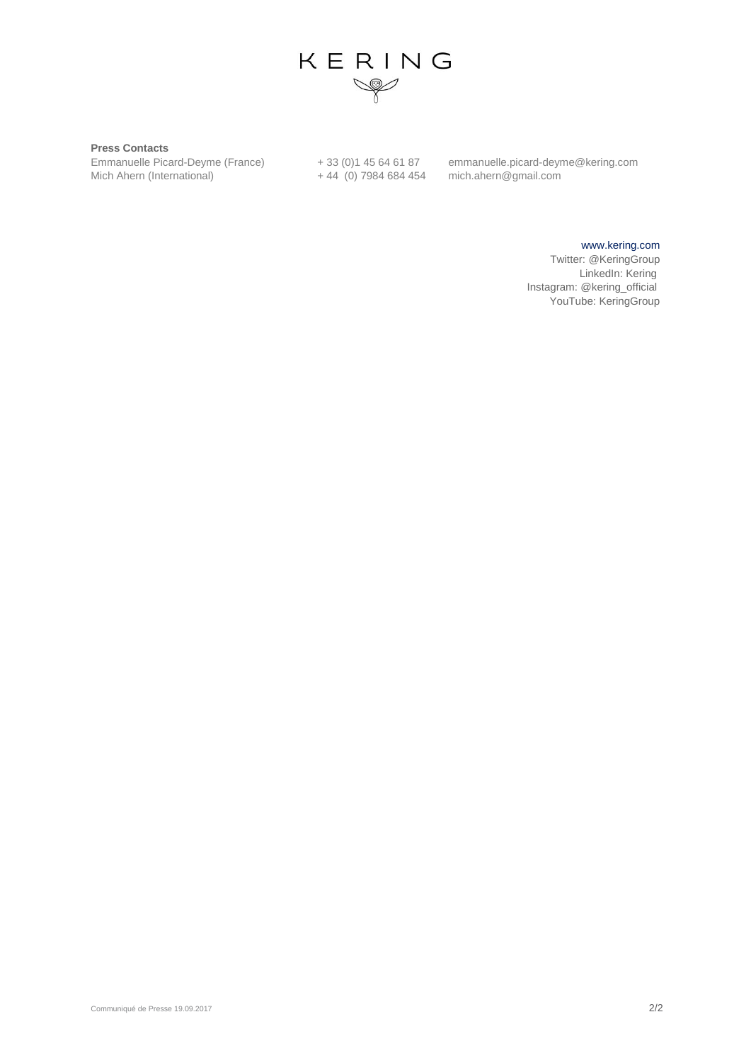KERING

**Press Contacts**

| | | |
|---|---|---|
| Emmanuelle Picard-Deyme (France) | + 33 (0)1 45 64 61 87 | emmanuelle.picard-deyme@kering.com |
| Mich Ahern (International) | + 44 (0) 7984 684 454 | mich.ahern@gmail.com |

www.kering.com
Twitter: @KeringGroup
LinkedIn: Kering
Instagram: @kering_official
YouTube: KeringGroup